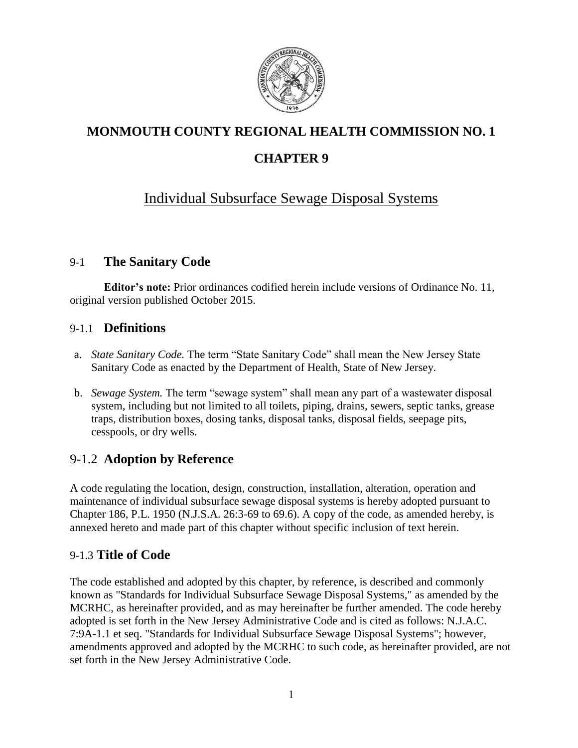# MONMOUTH COUNTY REGIONAL HEALTH COMMISSION NO. 1

# CHAPTER 9

## Individual Subsurface Sewage Disposal Systems

## 9-1 The Sanitary Code

**Editor's note:** Prior ordinances codified herein include versions of Ordinance No. 11, original version published October 2015.

### 9-1.1 Definitions

a. *State Sanitary Code.* The term "State Sanitary Code" shall mean the New Jersey State Sanitary Code as enacted by the Department of Health, State of New Jersey.

b. *Sewage System.* The term "sewage system" shall mean any part of a wastewater disposal system, including but not limited to all toilets, piping, drains, sewers, septic tanks, grease traps, distribution boxes, dosing tanks, disposal tanks, disposal fields, seepage pits, cesspools, or dry wells.

### 9-1.2 Adoption by Reference

A code regulating the location, design, construction, installation, alteration, operation and maintenance of individual subsurface sewage disposal systems is hereby adopted pursuant to Chapter 186, P.L. 1950 (N.J.S.A. 26:3-69 to 69.6). A copy of the code, as amended hereby, is annexed hereto and made part of this chapter without specific inclusion of text herein.

### 9-1.3 Title of Code

The code established and adopted by this chapter, by reference, is described and commonly known as "Standards for Individual Subsurface Sewage Disposal Systems," as amended by the MCRHC, as hereinafter provided, and as may hereinafter be further amended. The code hereby adopted is set forth in the New Jersey Administrative Code and is cited as follows: N.J.A.C. 7:9A-1.1 et seq. "Standards for Individual Subsurface Sewage Disposal Systems"; however, amendments approved and adopted by the MCRHC to such code, as hereinafter provided, are not set forth in the New Jersey Administrative Code.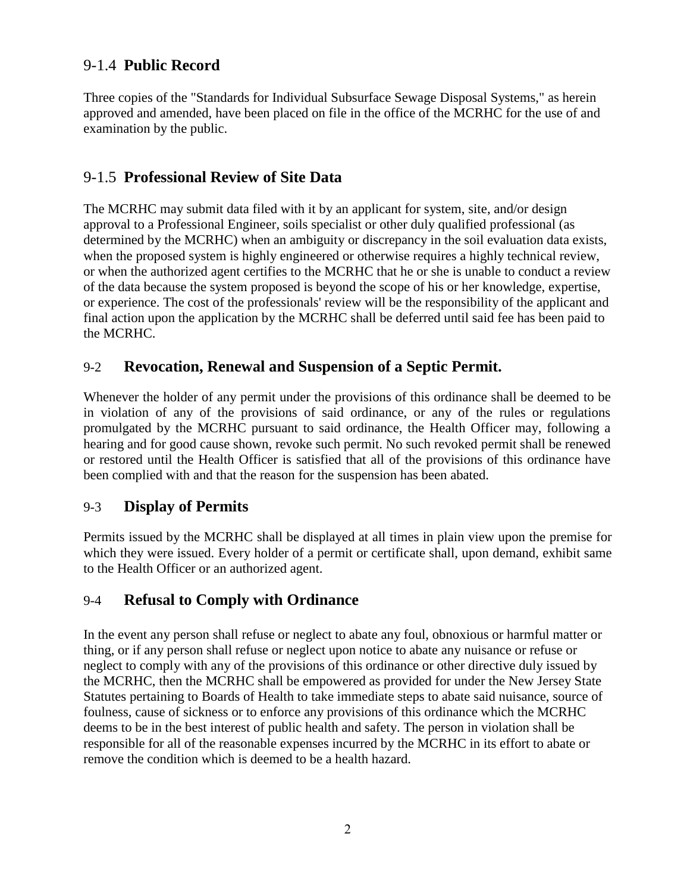## 9-1.4 **Public Record**

Three copies of the "Standards for Individual Subsurface Sewage Disposal Systems," as herein approved and amended, have been placed on file in the office of the MCRHC for the use of and examination by the public.

## 9-1.5 **Professional Review of Site Data**

The MCRHC may submit data filed with it by an applicant for system, site, and/or design approval to a Professional Engineer, soils specialist or other duly qualified professional (as determined by the MCRHC) when an ambiguity or discrepancy in the soil evaluation data exists, when the proposed system is highly engineered or otherwise requires a highly technical review, or when the authorized agent certifies to the MCRHC that he or she is unable to conduct a review of the data because the system proposed is beyond the scope of his or her knowledge, expertise, or experience. The cost of the professionals' review will be the responsibility of the applicant and final action upon the application by the MCRHC shall be deferred until said fee has been paid to the MCRHC.

## 9-2 **Revocation, Renewal and Suspension of a Septic Permit.**

Whenever the holder of any permit under the provisions of this ordinance shall be deemed to be in violation of any of the provisions of said ordinance, or any of the rules or regulations promulgated by the MCRHC pursuant to said ordinance, the Health Officer may, following a hearing and for good cause shown, revoke such permit. No such revoked permit shall be renewed or restored until the Health Officer is satisfied that all of the provisions of this ordinance have been complied with and that the reason for the suspension has been abated.

## 9-3 **Display of Permits**

Permits issued by the MCRHC shall be displayed at all times in plain view upon the premise for which they were issued. Every holder of a permit or certificate shall, upon demand, exhibit same to the Health Officer or an authorized agent.

## 9-4 **Refusal to Comply with Ordinance**

In the event any person shall refuse or neglect to abate any foul, obnoxious or harmful matter or thing, or if any person shall refuse or neglect upon notice to abate any nuisance or refuse or neglect to comply with any of the provisions of this ordinance or other directive duly issued by the MCRHC, then the MCRHC shall be empowered as provided for under the New Jersey State Statutes pertaining to Boards of Health to take immediate steps to abate said nuisance, source of foulness, cause of sickness or to enforce any provisions of this ordinance which the MCRHC deems to be in the best interest of public health and safety. The person in violation shall be responsible for all of the reasonable expenses incurred by the MCRHC in its effort to abate or remove the condition which is deemed to be a health hazard.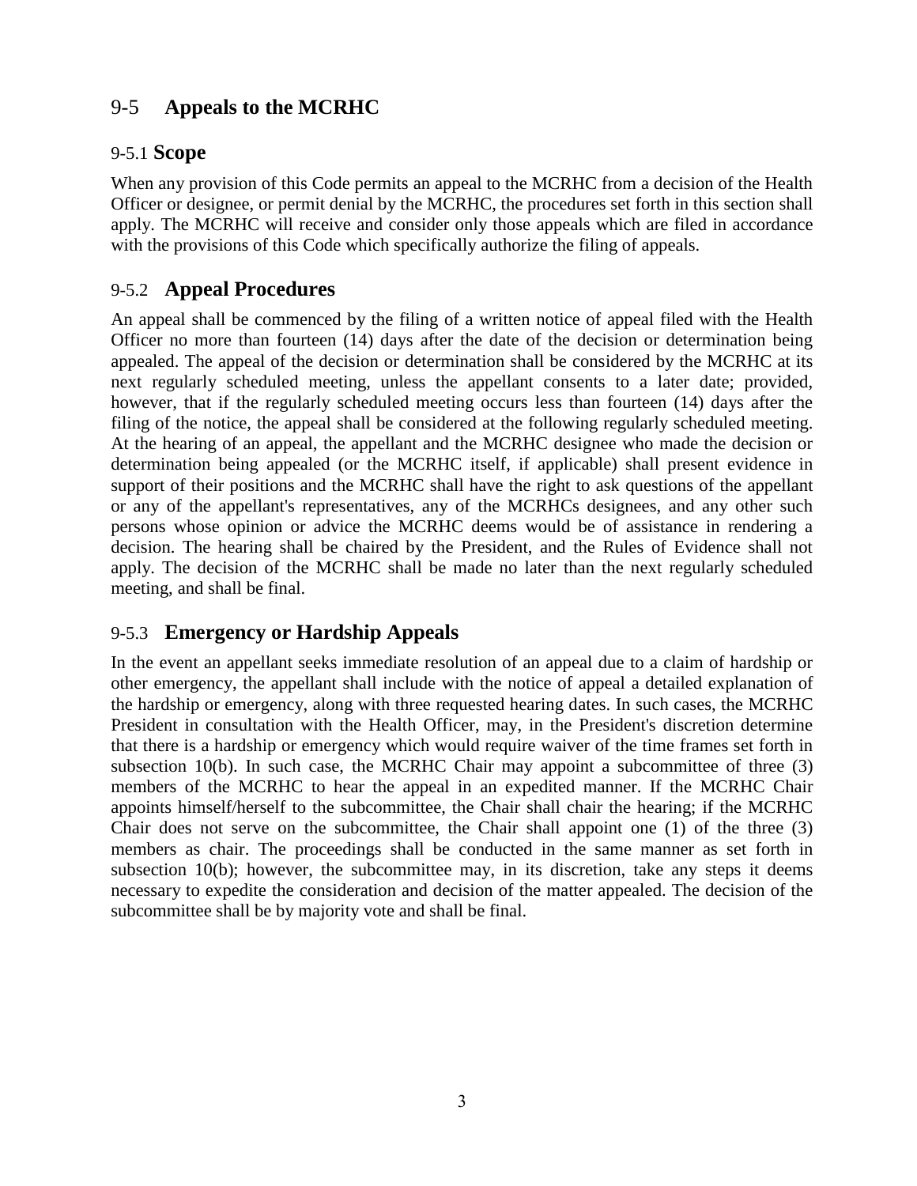## 9-5 **Appeals to the MCRHC**

### 9-5.1 **Scope**

When any provision of this Code permits an appeal to the MCRHC from a decision of the Health Officer or designee, or permit denial by the MCRHC, the procedures set forth in this section shall apply. The MCRHC will receive and consider only those appeals which are filed in accordance with the provisions of this Code which specifically authorize the filing of appeals.

### 9-5.2 **Appeal Procedures**

An appeal shall be commenced by the filing of a written notice of appeal filed with the Health Officer no more than fourteen (14) days after the date of the decision or determination being appealed. The appeal of the decision or determination shall be considered by the MCRHC at its next regularly scheduled meeting, unless the appellant consents to a later date; provided, however, that if the regularly scheduled meeting occurs less than fourteen (14) days after the filing of the notice, the appeal shall be considered at the following regularly scheduled meeting. At the hearing of an appeal, the appellant and the MCRHC designee who made the decision or determination being appealed (or the MCRHC itself, if applicable) shall present evidence in support of their positions and the MCRHC shall have the right to ask questions of the appellant or any of the appellant's representatives, any of the MCRHCs designees, and any other such persons whose opinion or advice the MCRHC deems would be of assistance in rendering a decision. The hearing shall be chaired by the President, and the Rules of Evidence shall not apply. The decision of the MCRHC shall be made no later than the next regularly scheduled meeting, and shall be final.

### 9-5.3 **Emergency or Hardship Appeals**

In the event an appellant seeks immediate resolution of an appeal due to a claim of hardship or other emergency, the appellant shall include with the notice of appeal a detailed explanation of the hardship or emergency, along with three requested hearing dates. In such cases, the MCRHC President in consultation with the Health Officer, may, in the President's discretion determine that there is a hardship or emergency which would require waiver of the time frames set forth in subsection 10(b). In such case, the MCRHC Chair may appoint a subcommittee of three (3) members of the MCRHC to hear the appeal in an expedited manner. If the MCRHC Chair appoints himself/herself to the subcommittee, the Chair shall chair the hearing; if the MCRHC Chair does not serve on the subcommittee, the Chair shall appoint one (1) of the three (3) members as chair. The proceedings shall be conducted in the same manner as set forth in subsection 10(b); however, the subcommittee may, in its discretion, take any steps it deems necessary to expedite the consideration and decision of the matter appealed. The decision of the subcommittee shall be by majority vote and shall be final.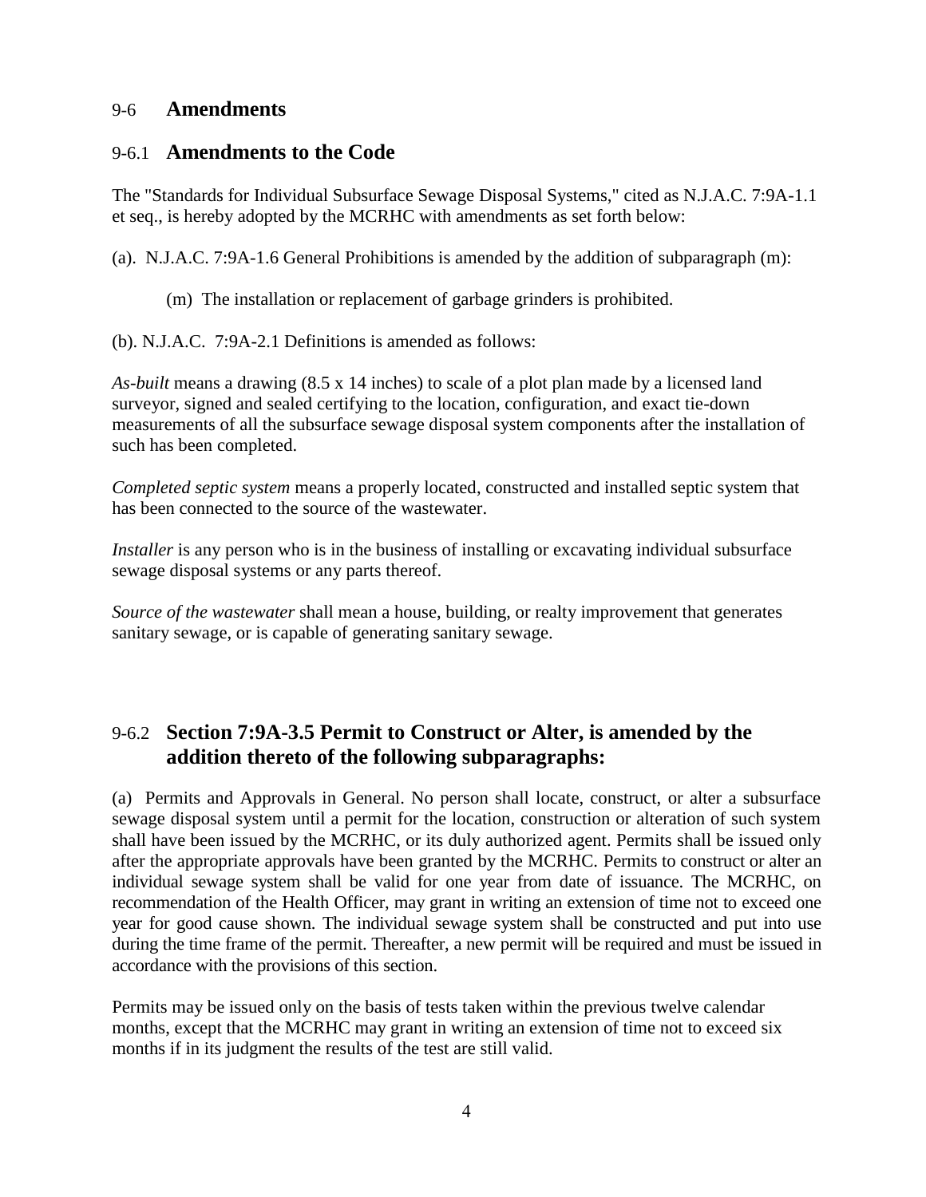## 9-6 Amendments

### 9-6.1 Amendments to the Code

The "Standards for Individual Subsurface Sewage Disposal Systems," cited as N.J.A.C. 7:9A-1.1 et seq., is hereby adopted by the MCRHC with amendments as set forth below:

(a). N.J.A.C. 7:9A-1.6 General Prohibitions is amended by the addition of subparagraph (m):

> (m) The installation or replacement of garbage grinders is prohibited.

(b). N.J.A.C. 7:9A-2.1 Definitions is amended as follows:

*As-built* means a drawing (8.5 x 14 inches) to scale of a plot plan made by a licensed land surveyor, signed and sealed certifying to the location, configuration, and exact tie-down measurements of all the subsurface sewage disposal system components after the installation of such has been completed.

*Completed septic system* means a properly located, constructed and installed septic system that has been connected to the source of the wastewater.

*Installer* is any person who is in the business of installing or excavating individual subsurface sewage disposal systems or any parts thereof.

*Source of the wastewater* shall mean a house, building, or realty improvement that generates sanitary sewage, or is capable of generating sanitary sewage.

### 9-6.2 Section 7:9A-3.5 Permit to Construct or Alter, is amended by the addition thereto of the following subparagraphs:

(a) Permits and Approvals in General. No person shall locate, construct, or alter a subsurface sewage disposal system until a permit for the location, construction or alteration of such system shall have been issued by the MCRHC, or its duly authorized agent. Permits shall be issued only after the appropriate approvals have been granted by the MCRHC. Permits to construct or alter an individual sewage system shall be valid for one year from date of issuance. The MCRHC, on recommendation of the Health Officer, may grant in writing an extension of time not to exceed one year for good cause shown. The individual sewage system shall be constructed and put into use during the time frame of the permit. Thereafter, a new permit will be required and must be issued in accordance with the provisions of this section.

Permits may be issued only on the basis of tests taken within the previous twelve calendar months, except that the MCRHC may grant in writing an extension of time not to exceed six months if in its judgment the results of the test are still valid.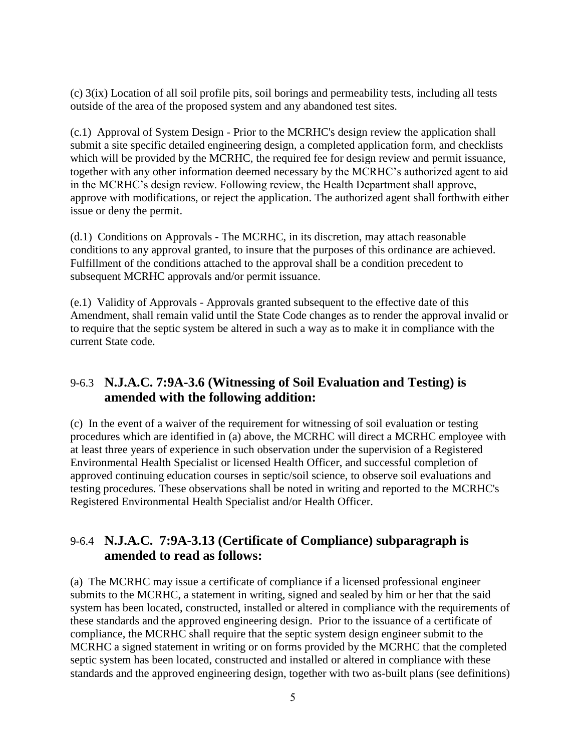(c) 3(ix) Location of all soil profile pits, soil borings and permeability tests, including all tests outside of the area of the proposed system and any abandoned test sites.

(c.1) Approval of System Design - Prior to the MCRHC's design review the application shall submit a site specific detailed engineering design, a completed application form, and checklists which will be provided by the MCRHC, the required fee for design review and permit issuance, together with any other information deemed necessary by the MCRHC's authorized agent to aid in the MCRHC's design review. Following review, the Health Department shall approve, approve with modifications, or reject the application. The authorized agent shall forthwith either issue or deny the permit.

(d.1) Conditions on Approvals - The MCRHC, in its discretion, may attach reasonable conditions to any approval granted, to insure that the purposes of this ordinance are achieved. Fulfillment of the conditions attached to the approval shall be a condition precedent to subsequent MCRHC approvals and/or permit issuance.

(e.1) Validity of Approvals - Approvals granted subsequent to the effective date of this Amendment, shall remain valid until the State Code changes as to render the approval invalid or to require that the septic system be altered in such a way as to make it in compliance with the current State code.

## 9-6.3 **N.J.A.C. 7:9A-3.6 (Witnessing of Soil Evaluation and Testing) is amended with the following addition:**

(c) In the event of a waiver of the requirement for witnessing of soil evaluation or testing procedures which are identified in (a) above, the MCRHC will direct a MCRHC employee with at least three years of experience in such observation under the supervision of a Registered Environmental Health Specialist or licensed Health Officer, and successful completion of approved continuing education courses in septic/soil science, to observe soil evaluations and testing procedures. These observations shall be noted in writing and reported to the MCRHC's Registered Environmental Health Specialist and/or Health Officer.

## 9-6.4 **N.J.A.C. 7:9A-3.13 (Certificate of Compliance) subparagraph is amended to read as follows:**

(a) The MCRHC may issue a certificate of compliance if a licensed professional engineer submits to the MCRHC, a statement in writing, signed and sealed by him or her that the said system has been located, constructed, installed or altered in compliance with the requirements of these standards and the approved engineering design. Prior to the issuance of a certificate of compliance, the MCRHC shall require that the septic system design engineer submit to the MCRHC a signed statement in writing or on forms provided by the MCRHC that the completed septic system has been located, constructed and installed or altered in compliance with these standards and the approved engineering design, together with two as-built plans (see definitions)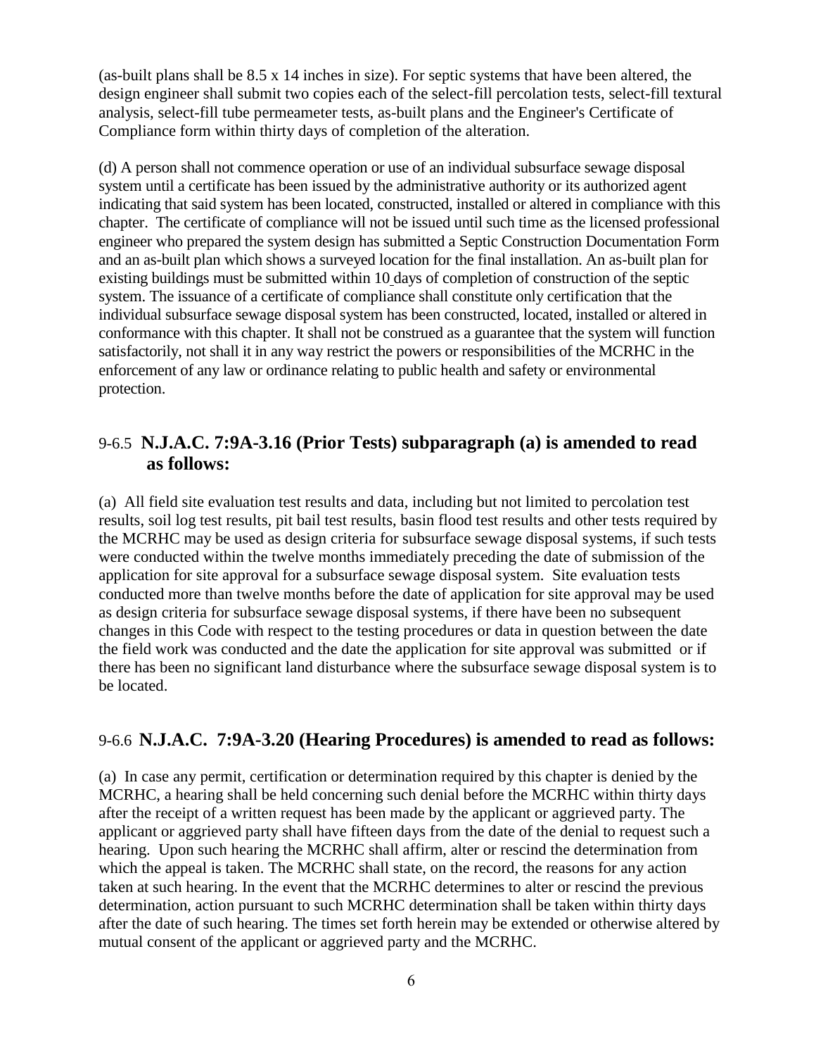(as-built plans shall be 8.5 x 14 inches in size). For septic systems that have been altered, the design engineer shall submit two copies each of the select-fill percolation tests, select-fill textural analysis, select-fill tube permeameter tests, as-built plans and the Engineer's Certificate of Compliance form within thirty days of completion of the alteration.

(d) A person shall not commence operation or use of an individual subsurface sewage disposal system until a certificate has been issued by the administrative authority or its authorized agent indicating that said system has been located, constructed, installed or altered in compliance with this chapter. The certificate of compliance will not be issued until such time as the licensed professional engineer who prepared the system design has submitted a Septic Construction Documentation Form and an as-built plan which shows a surveyed location for the final installation. An as-built plan for existing buildings must be submitted within 10 days of completion of construction of the septic system. The issuance of a certificate of compliance shall constitute only certification that the individual subsurface sewage disposal system has been constructed, located, installed or altered in conformance with this chapter. It shall not be construed as a guarantee that the system will function satisfactorily, not shall it in any way restrict the powers or responsibilities of the MCRHC in the enforcement of any law or ordinance relating to public health and safety or environmental protection.

## 9-6.5 **N.J.A.C. 7:9A-3.16 (Prior Tests) subparagraph (a) is amended to read as follows:**

(a) All field site evaluation test results and data, including but not limited to percolation test results, soil log test results, pit bail test results, basin flood test results and other tests required by the MCRHC may be used as design criteria for subsurface sewage disposal systems, if such tests were conducted within the twelve months immediately preceding the date of submission of the application for site approval for a subsurface sewage disposal system. Site evaluation tests conducted more than twelve months before the date of application for site approval may be used as design criteria for subsurface sewage disposal systems, if there have been no subsequent changes in this Code with respect to the testing procedures or data in question between the date the field work was conducted and the date the application for site approval was submitted or if there has been no significant land disturbance where the subsurface sewage disposal system is to be located.

## 9-6.6 **N.J.A.C. 7:9A-3.20 (Hearing Procedures) is amended to read as follows:**

(a) In case any permit, certification or determination required by this chapter is denied by the MCRHC, a hearing shall be held concerning such denial before the MCRHC within thirty days after the receipt of a written request has been made by the applicant or aggrieved party. The applicant or aggrieved party shall have fifteen days from the date of the denial to request such a hearing. Upon such hearing the MCRHC shall affirm, alter or rescind the determination from which the appeal is taken. The MCRHC shall state, on the record, the reasons for any action taken at such hearing. In the event that the MCRHC determines to alter or rescind the previous determination, action pursuant to such MCRHC determination shall be taken within thirty days after the date of such hearing. The times set forth herein may be extended or otherwise altered by mutual consent of the applicant or aggrieved party and the MCRHC.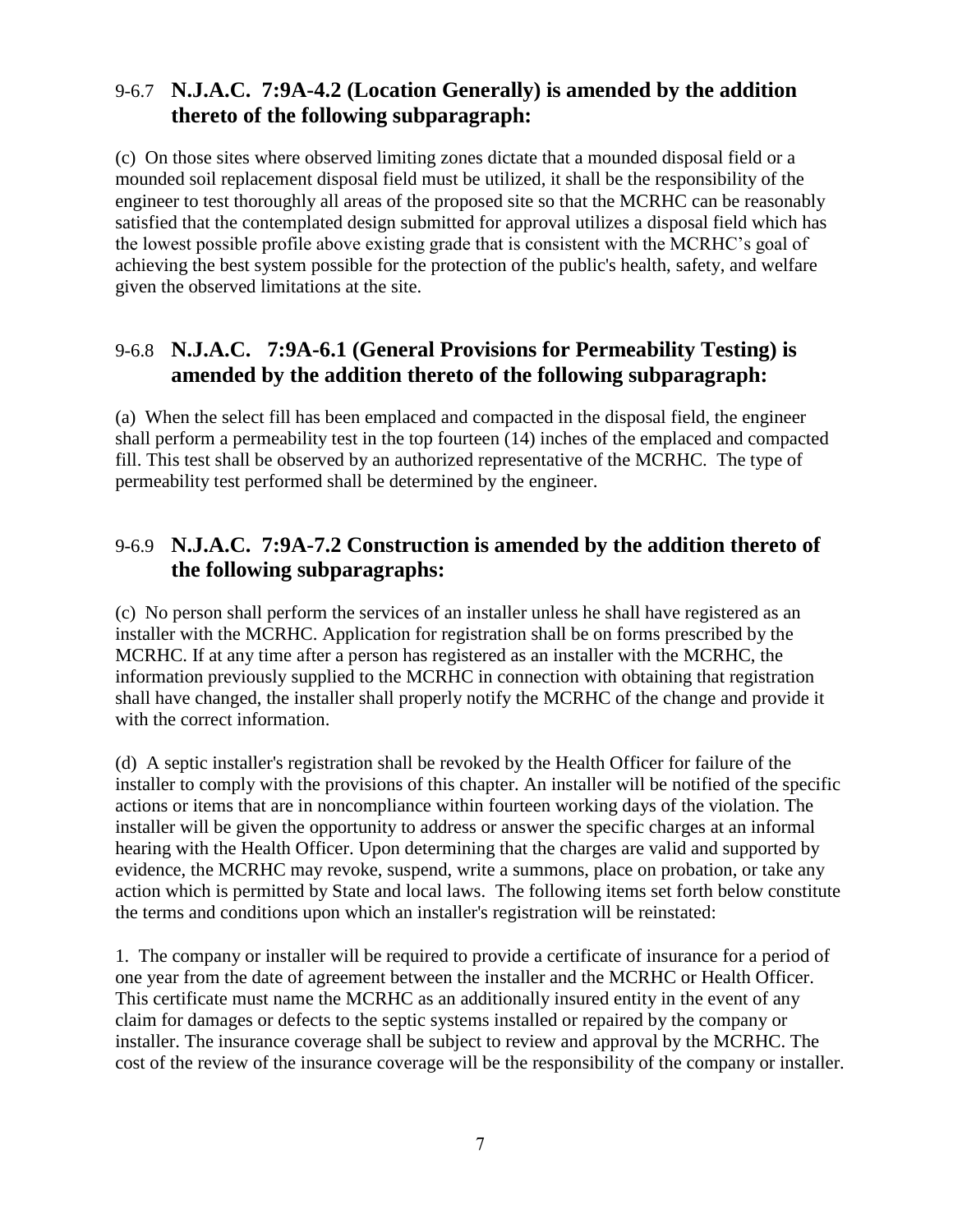### 9-6.7 **N.J.A.C. 7:9A-4.2 (Location Generally) is amended by the addition thereto of the following subparagraph:**

(c) On those sites where observed limiting zones dictate that a mounded disposal field or a mounded soil replacement disposal field must be utilized, it shall be the responsibility of the engineer to test thoroughly all areas of the proposed site so that the MCRHC can be reasonably satisfied that the contemplated design submitted for approval utilizes a disposal field which has the lowest possible profile above existing grade that is consistent with the MCRHC's goal of achieving the best system possible for the protection of the public's health, safety, and welfare given the observed limitations at the site.

### 9-6.8 **N.J.A.C. 7:9A-6.1 (General Provisions for Permeability Testing) is amended by the addition thereto of the following subparagraph:**

(a) When the select fill has been emplaced and compacted in the disposal field, the engineer shall perform a permeability test in the top fourteen (14) inches of the emplaced and compacted fill. This test shall be observed by an authorized representative of the MCRHC. The type of permeability test performed shall be determined by the engineer.

### 9-6.9 **N.J.A.C. 7:9A-7.2 Construction is amended by the addition thereto of the following subparagraphs:**

(c) No person shall perform the services of an installer unless he shall have registered as an installer with the MCRHC. Application for registration shall be on forms prescribed by the MCRHC. If at any time after a person has registered as an installer with the MCRHC, the information previously supplied to the MCRHC in connection with obtaining that registration shall have changed, the installer shall properly notify the MCRHC of the change and provide it with the correct information.

(d) A septic installer's registration shall be revoked by the Health Officer for failure of the installer to comply with the provisions of this chapter. An installer will be notified of the specific actions or items that are in noncompliance within fourteen working days of the violation. The installer will be given the opportunity to address or answer the specific charges at an informal hearing with the Health Officer. Upon determining that the charges are valid and supported by evidence, the MCRHC may revoke, suspend, write a summons, place on probation, or take any action which is permitted by State and local laws. The following items set forth below constitute the terms and conditions upon which an installer's registration will be reinstated:

1. The company or installer will be required to provide a certificate of insurance for a period of one year from the date of agreement between the installer and the MCRHC or Health Officer. This certificate must name the MCRHC as an additionally insured entity in the event of any claim for damages or defects to the septic systems installed or repaired by the company or installer. The insurance coverage shall be subject to review and approval by the MCRHC. The cost of the review of the insurance coverage will be the responsibility of the company or installer.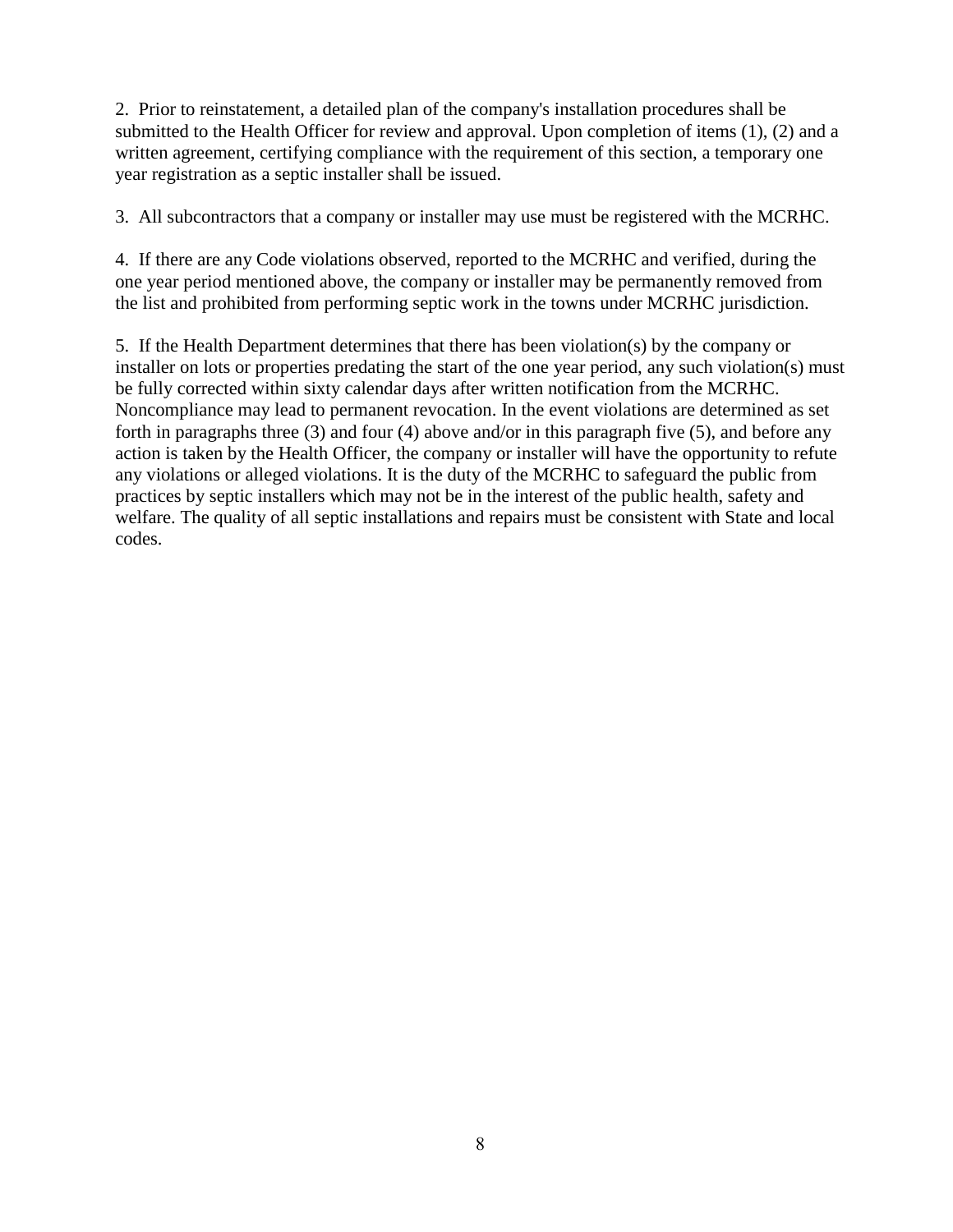2. Prior to reinstatement, a detailed plan of the company's installation procedures shall be submitted to the Health Officer for review and approval. Upon completion of items (1), (2) and a written agreement, certifying compliance with the requirement of this section, a temporary one year registration as a septic installer shall be issued.

3. All subcontractors that a company or installer may use must be registered with the MCRHC.

4. If there are any Code violations observed, reported to the MCRHC and verified, during the one year period mentioned above, the company or installer may be permanently removed from the list and prohibited from performing septic work in the towns under MCRHC jurisdiction.

5. If the Health Department determines that there has been violation(s) by the company or installer on lots or properties predating the start of the one year period, any such violation(s) must be fully corrected within sixty calendar days after written notification from the MCRHC. Noncompliance may lead to permanent revocation. In the event violations are determined as set forth in paragraphs three (3) and four (4) above and/or in this paragraph five (5), and before any action is taken by the Health Officer, the company or installer will have the opportunity to refute any violations or alleged violations. It is the duty of the MCRHC to safeguard the public from practices by septic installers which may not be in the interest of the public health, safety and welfare. The quality of all septic installations and repairs must be consistent with State and local codes.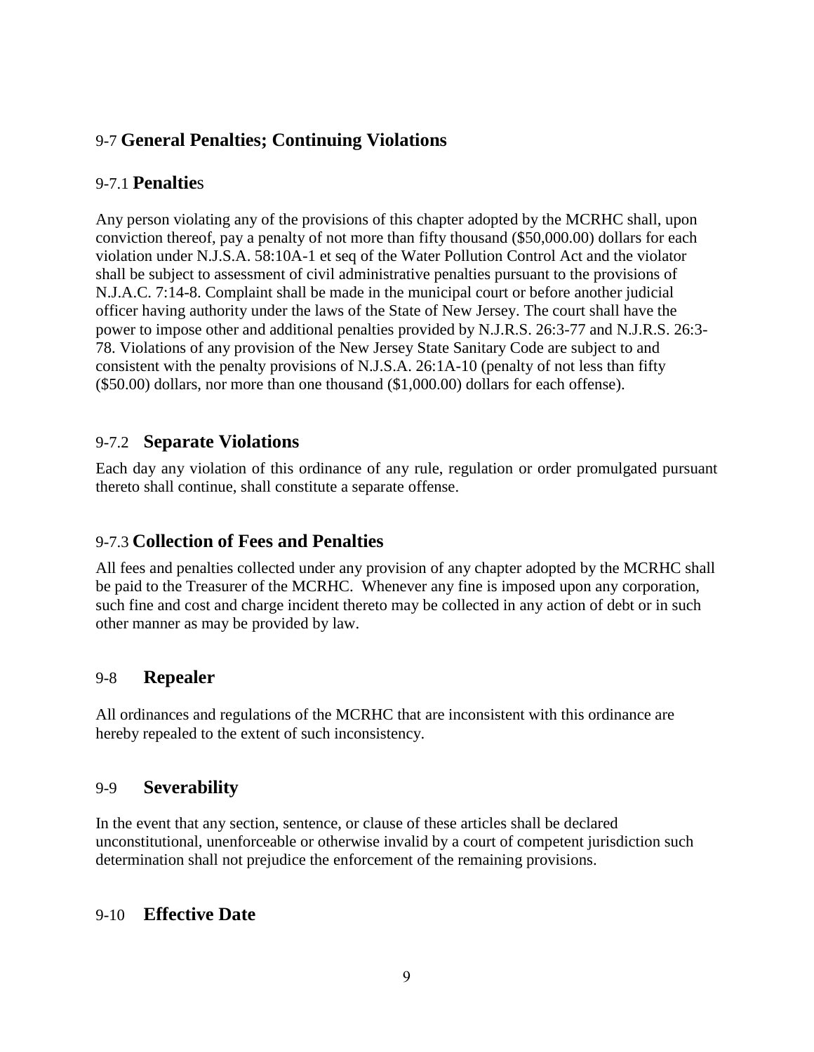## 9-7 General Penalties; Continuing Violations

### 9-7.1 Penalties

Any person violating any of the provisions of this chapter adopted by the MCRHC shall, upon conviction thereof, pay a penalty of not more than fifty thousand ($50,000.00) dollars for each violation under N.J.S.A. 58:10A-1 et seq of the Water Pollution Control Act and the violator shall be subject to assessment of civil administrative penalties pursuant to the provisions of N.J.A.C. 7:14-8. Complaint shall be made in the municipal court or before another judicial officer having authority under the laws of the State of New Jersey. The court shall have the power to impose other and additional penalties provided by N.J.R.S. 26:3-77 and N.J.R.S. 26:3-78. Violations of any provision of the New Jersey State Sanitary Code are subject to and consistent with the penalty provisions of N.J.S.A. 26:1A-10 (penalty of not less than fifty ($50.00) dollars, nor more than one thousand ($1,000.00) dollars for each offense).

### 9-7.2 Separate Violations

Each day any violation of this ordinance of any rule, regulation or order promulgated pursuant thereto shall continue, shall constitute a separate offense.

### 9-7.3 Collection of Fees and Penalties

All fees and penalties collected under any provision of any chapter adopted by the MCRHC shall be paid to the Treasurer of the MCRHC. Whenever any fine is imposed upon any corporation, such fine and cost and charge incident thereto may be collected in any action of debt or in such other manner as may be provided by law.

## 9-8 Repealer

All ordinances and regulations of the MCRHC that are inconsistent with this ordinance are hereby repealed to the extent of such inconsistency.

## 9-9 Severability

In the event that any section, sentence, or clause of these articles shall be declared unconstitutional, unenforceable or otherwise invalid by a court of competent jurisdiction such determination shall not prejudice the enforcement of the remaining provisions.

## 9-10 Effective Date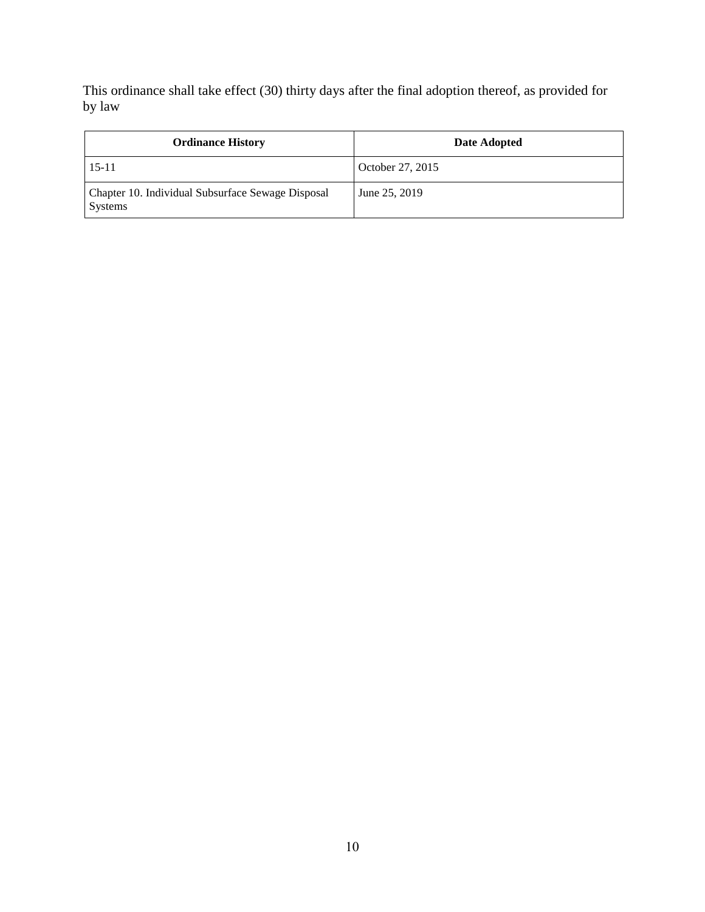This ordinance shall take effect (30) thirty days after the final adoption thereof, as provided for by law

| **Ordinance History** | **Date Adopted** |
|---|---|
| 15-11 | October 27, 2015 |
| Chapter 10. Individual Subsurface Sewage Disposal Systems | June 25, 2019 |